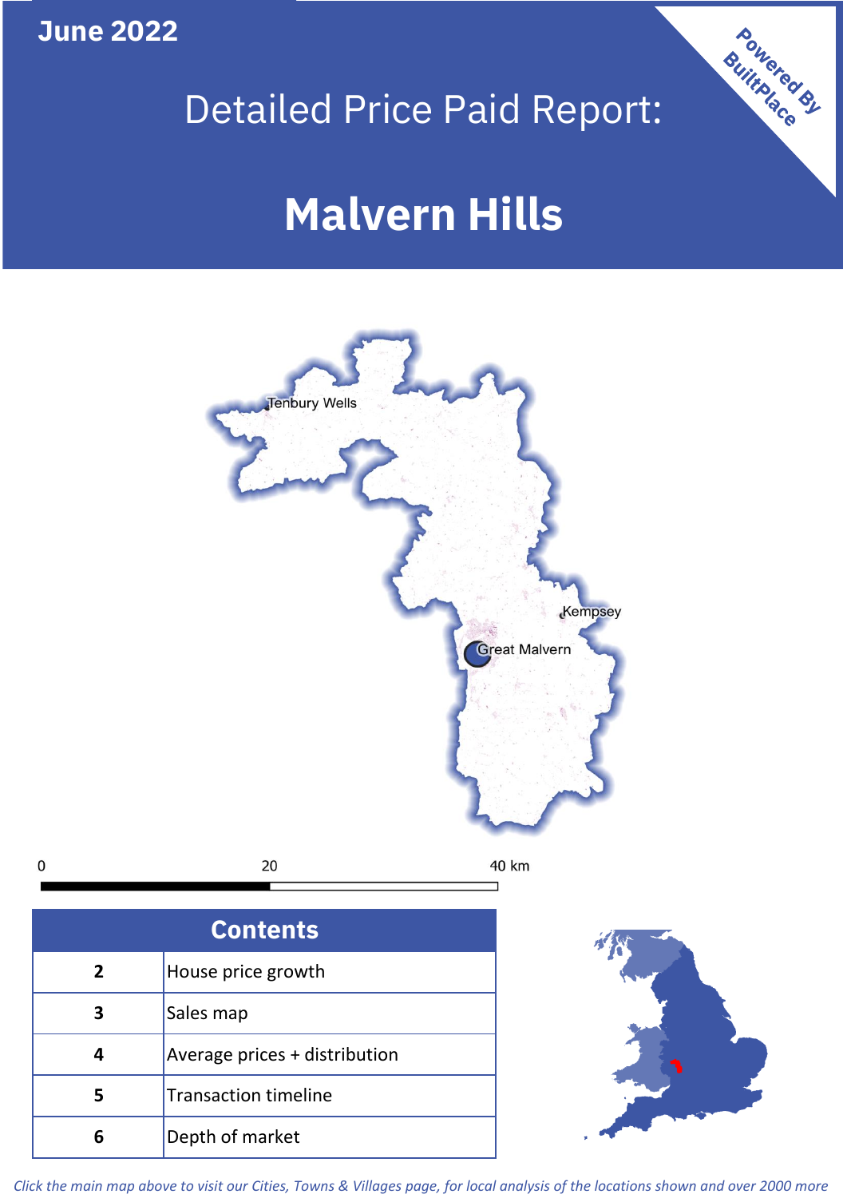June 2022

# Detailed Price Paid Report:

# Malvern Hills

Powered By BuiltPlace

Tenbury Wells

Kempsey

Great Malvern

0 20 40 km

| Contents | |
|---|---|
| 2 | House price growth |
| 3 | Sales map |
| 4 | Average prices + distribution |
| 5 | Transaction timeline |
| 6 | Depth of market |

*Click the main map above to visit our Cities, Towns & Villages page, for local analysis of the locations shown and over 2000 more*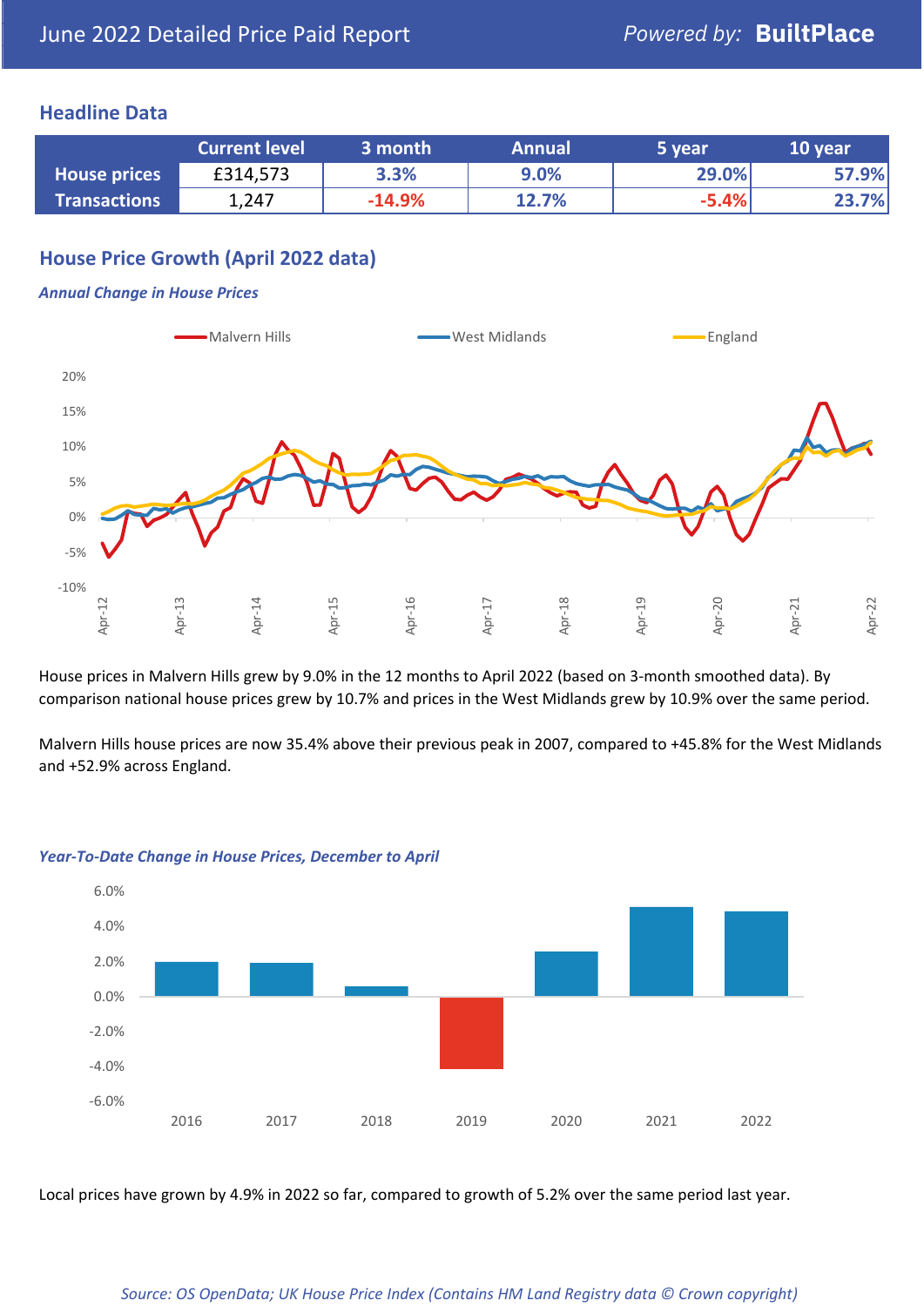## Headline Data

| | Current level | 3 month | Annual | 5 year | 10 year |
|---|---|---|---|---|---|
| **House prices** | £314,573 | 3.3% | 9.0% | 29.0% | 57.9% |
| **Transactions** | 1,247 | -14.9% | 12.7% | -5.4% | 23.7% |

## House Price Growth (April 2022 data)

***Annual Change in House Prices***

House prices in Malvern Hills grew by 9.0% in the 12 months to April 2022 (based on 3-month smoothed data). By comparison national house prices grew by 10.7% and prices in the West Midlands grew by 10.9% over the same period.

Malvern Hills house prices are now 35.4% above their previous peak in 2007, compared to +45.8% for the West Midlands and +52.9% across England.

***Year-To-Date Change in House Prices, December to April***

Local prices have grown by 4.9% in 2022 so far, compared to growth of 5.2% over the same period last year.

*Source: OS OpenData; UK House Price Index (Contains HM Land Registry data © Crown copyright)*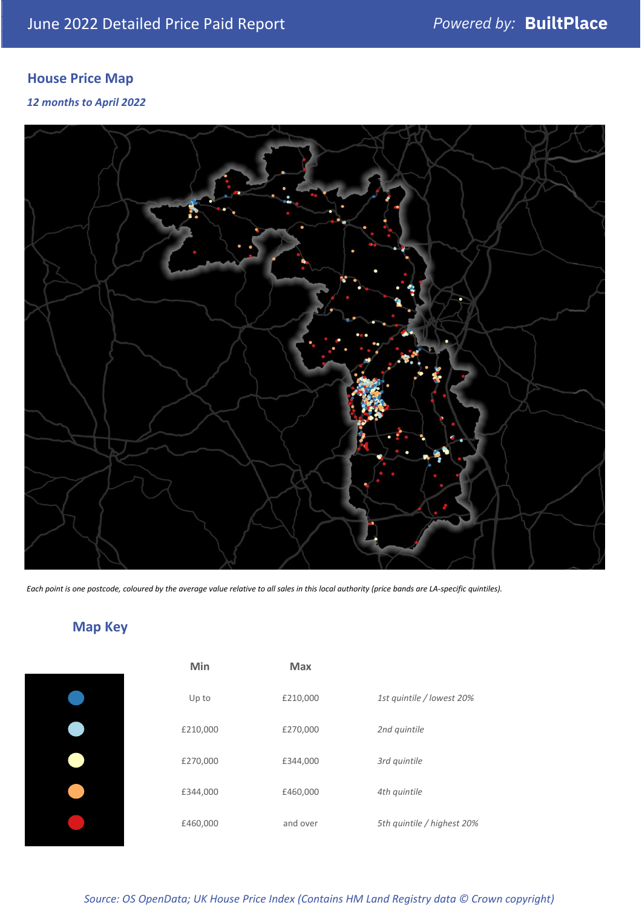June 2022 Detailed Price Paid Report

*Powered by:* **BuiltPlace**

## House Price Map

*12 months to April 2022*

*Each point is one postcode, coloured by the average value relative to all sales in this local authority (price bands are LA-specific quintiles).*

## Map Key

| | Min | Max | |
|---|---|---|---|
| | Up to | £210,000 | *1st quintile / lowest 20%* |
| | £210,000 | £270,000 | *2nd quintile* |
| | £270,000 | £344,000 | *3rd quintile* |
| | £344,000 | £460,000 | *4th quintile* |
| | £460,000 | and over | *5th quintile / highest 20%* |

*Source: OS OpenData; UK House Price Index (Contains HM Land Registry data © Crown copyright)*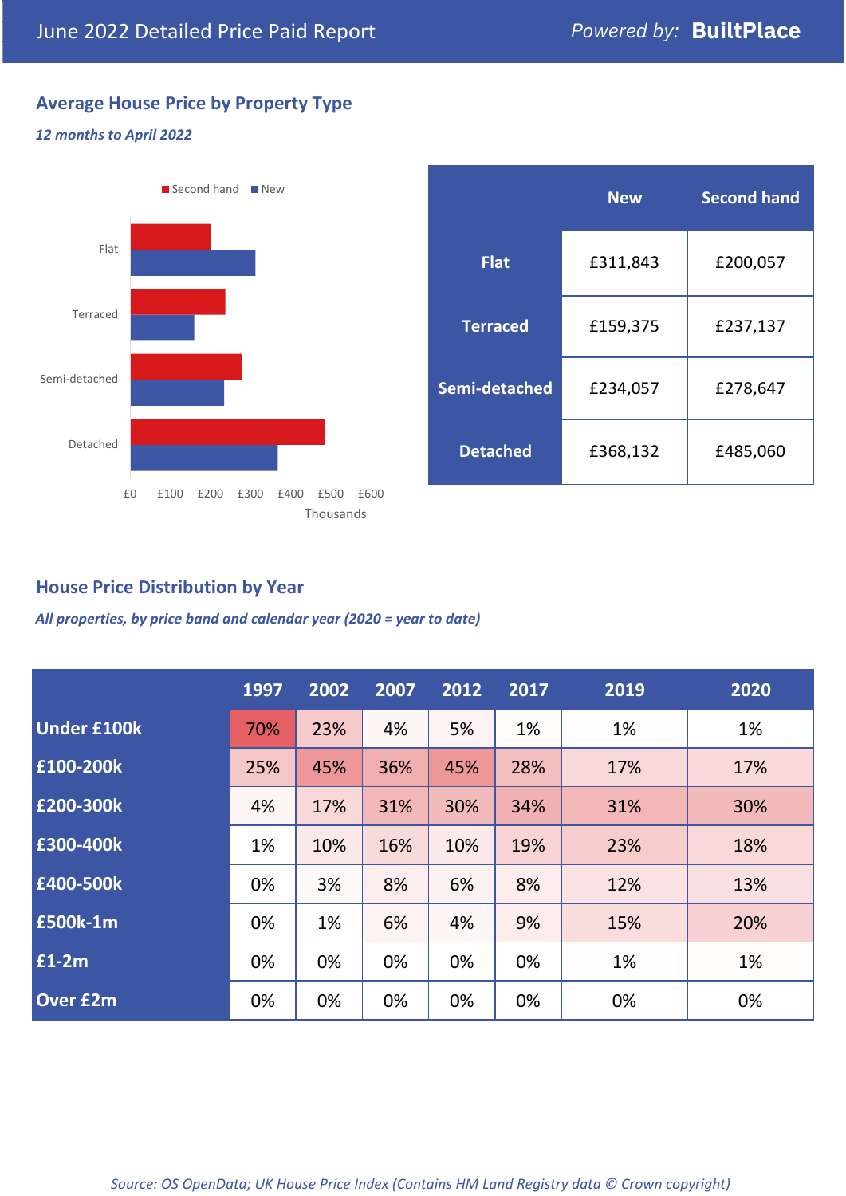June 2022 Detailed Price Paid Report — *Powered by:* **BuiltPlace**

## Average House Price by Property Type

*12 months to April 2022*

| | New | Second hand |
|---|---|---|
| **Flat** | £311,843 | £200,057 |
| **Terraced** | £159,375 | £237,137 |
| **Semi-detached** | £234,057 | £278,647 |
| **Detached** | £368,132 | £485,060 |

## House Price Distribution by Year

*All properties, by price band and calendar year (2020 = year to date)*

| | 1997 | 2002 | 2007 | 2012 | 2017 | 2019 | 2020 |
|---|---|---|---|---|---|---|---|
| **Under £100k** | 70% | 23% | 4% | 5% | 1% | 1% | 1% |
| **£100-200k** | 25% | 45% | 36% | 45% | 28% | 17% | 17% |
| **£200-300k** | 4% | 17% | 31% | 30% | 34% | 31% | 30% |
| **£300-400k** | 1% | 10% | 16% | 10% | 19% | 23% | 18% |
| **£400-500k** | 0% | 3% | 8% | 6% | 8% | 12% | 13% |
| **£500k-1m** | 0% | 1% | 6% | 4% | 9% | 15% | 20% |
| **£1-2m** | 0% | 0% | 0% | 0% | 0% | 1% | 1% |
| **Over £2m** | 0% | 0% | 0% | 0% | 0% | 0% | 0% |

*Source: OS OpenData; UK House Price Index (Contains HM Land Registry data © Crown copyright)*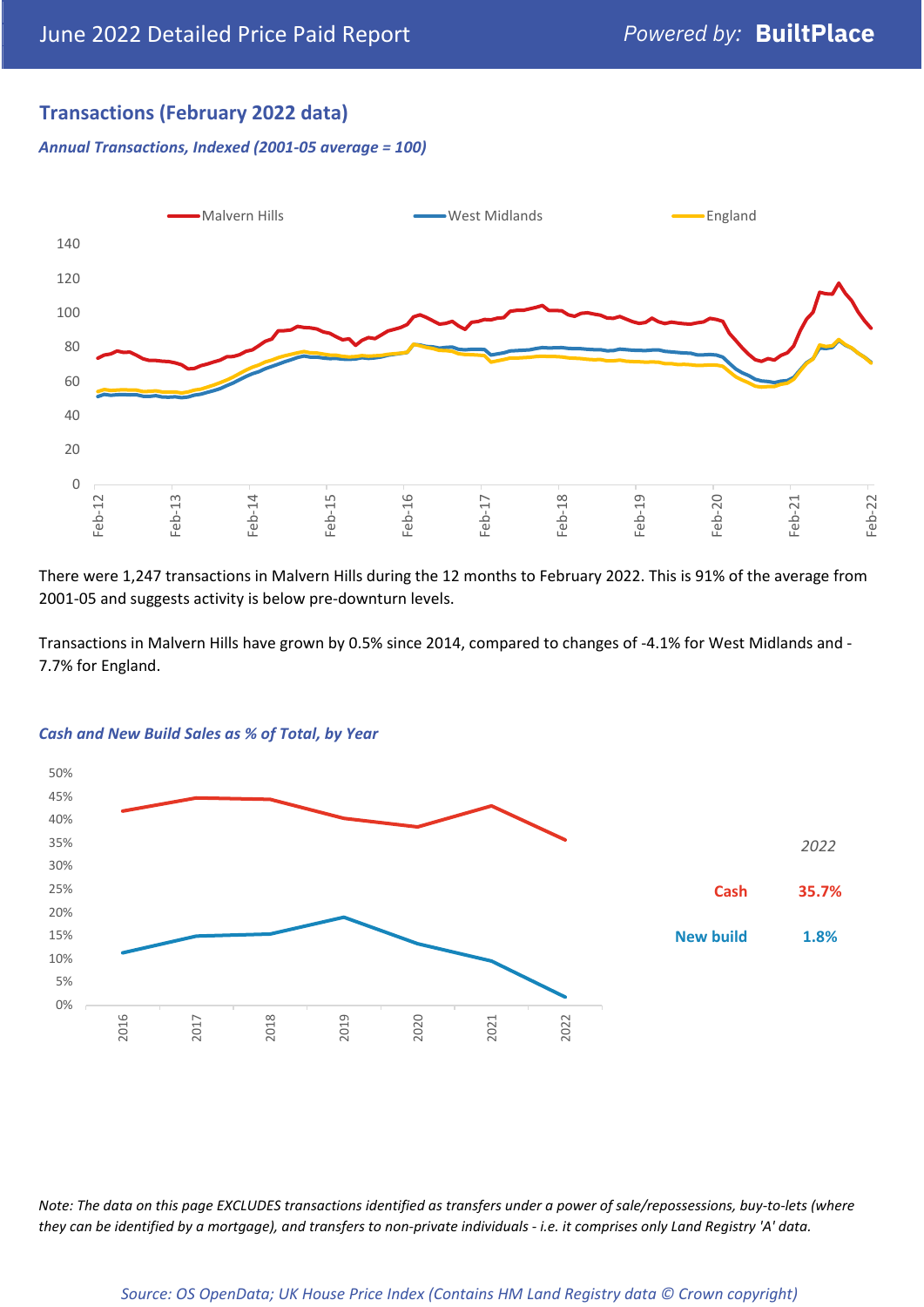## Transactions (February 2022 data)

*Annual Transactions, Indexed (2001-05 average = 100)*

There were 1,247 transactions in Malvern Hills during the 12 months to February 2022. This is 91% of the average from 2001-05 and suggests activity is below pre-downturn levels.

Transactions in Malvern Hills have grown by 0.5% since 2014, compared to changes of -4.1% for West Midlands and -7.7% for England.

*Cash and New Build Sales as % of Total, by Year*

| 2022 | |
|---|---|
| Cash | 35.7% |
| New build | 1.8% |

*Note: The data on this page EXCLUDES transactions identified as transfers under a power of sale/repossessions, buy-to-lets (where they can be identified by a mortgage), and transfers to non-private individuals - i.e. it comprises only Land Registry 'A' data.*

*Source: OS OpenData; UK House Price Index (Contains HM Land Registry data © Crown copyright)*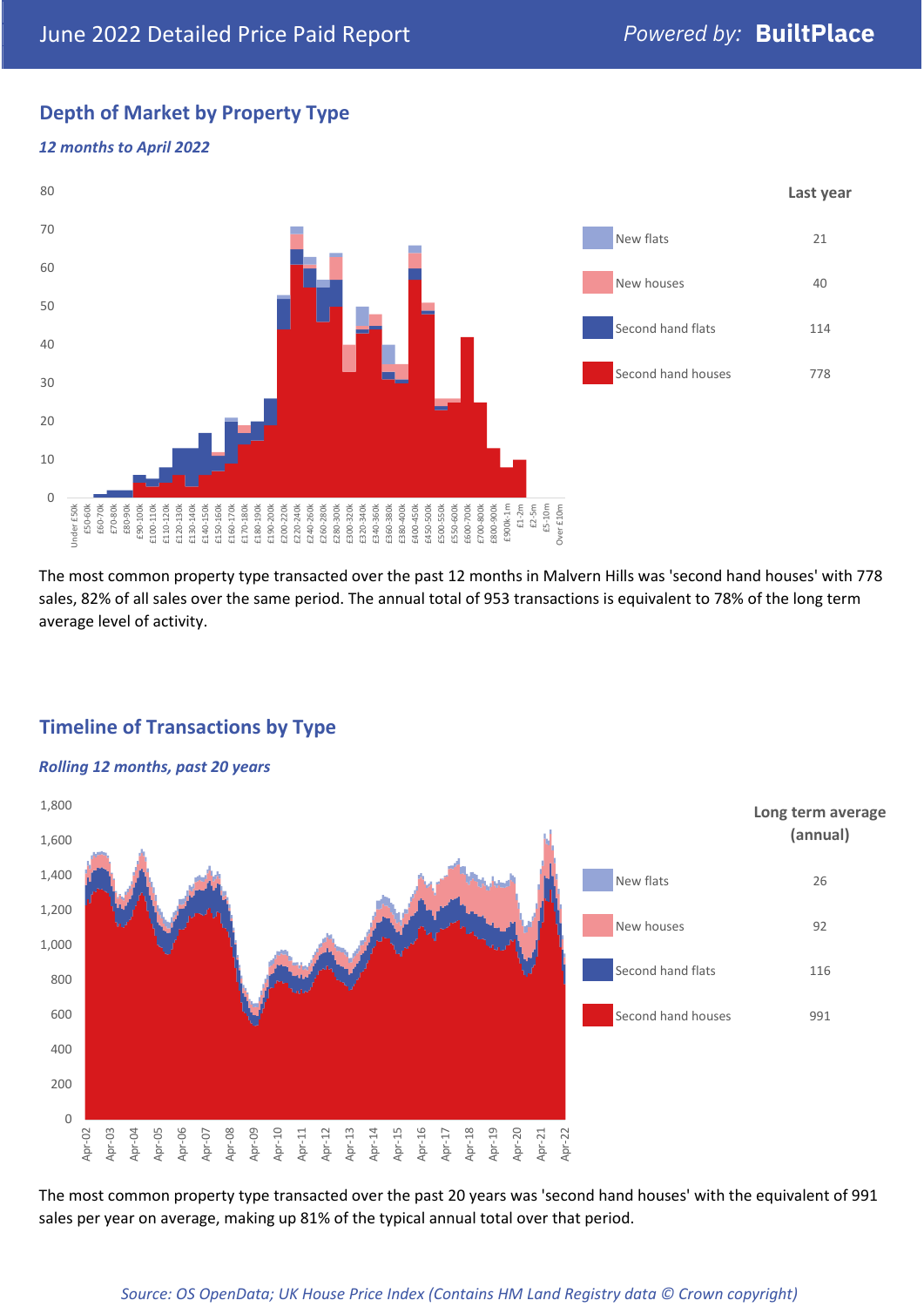June 2022 Detailed Price Paid Report

Powered by: **BuiltPlace**

## Depth of Market by Property Type

*12 months to April 2022*

80
70
60
50
40
30
20
10
0

Under £50k, £50-60k, £60-70k, £70-80k, £80-90k, £90-100k, £100-110k, £110-120k, £120-130k, £130-140k, £140-150k, £150-160k, £160-170k, £170-180k, £180-190k, £190-200k, £200-220k, £220-240k, £240-260k, £260-280k, £280-300k, £300-320k, £320-340k, £340-360k, £360-380k, £380-400k, £400-450k, £450-500k, £500-550k, £550-600k, £600-700k, £700-800k, £800-900k, £900k-1m, £1-2m, £2-5m, £5-10m, Over £10m

Last year

New flats 21
New houses 40
Second hand flats 114
Second hand houses 778

The most common property type transacted over the past 12 months in Malvern Hills was 'second hand houses' with 778 sales, 82% of all sales over the same period. The annual total of 953 transactions is equivalent to 78% of the long term average level of activity.

## Timeline of Transactions by Type

*Rolling 12 months, past 20 years*

1,800
1,600
1,400
1,200
1,000
800
600
400
200
0

Apr-02, Apr-03, Apr-04, Apr-05, Apr-06, Apr-07, Apr-08, Apr-09, Apr-10, Apr-11, Apr-12, Apr-13, Apr-14, Apr-15, Apr-16, Apr-17, Apr-18, Apr-19, Apr-20, Apr-21, Apr-22

Long term average (annual)

New flats 26
New houses 92
Second hand flats 116
Second hand houses 991

The most common property type transacted over the past 20 years was 'second hand houses' with the equivalent of 991 sales per year on average, making up 81% of the typical annual total over that period.

*Source: OS OpenData; UK House Price Index (Contains HM Land Registry data © Crown copyright)*